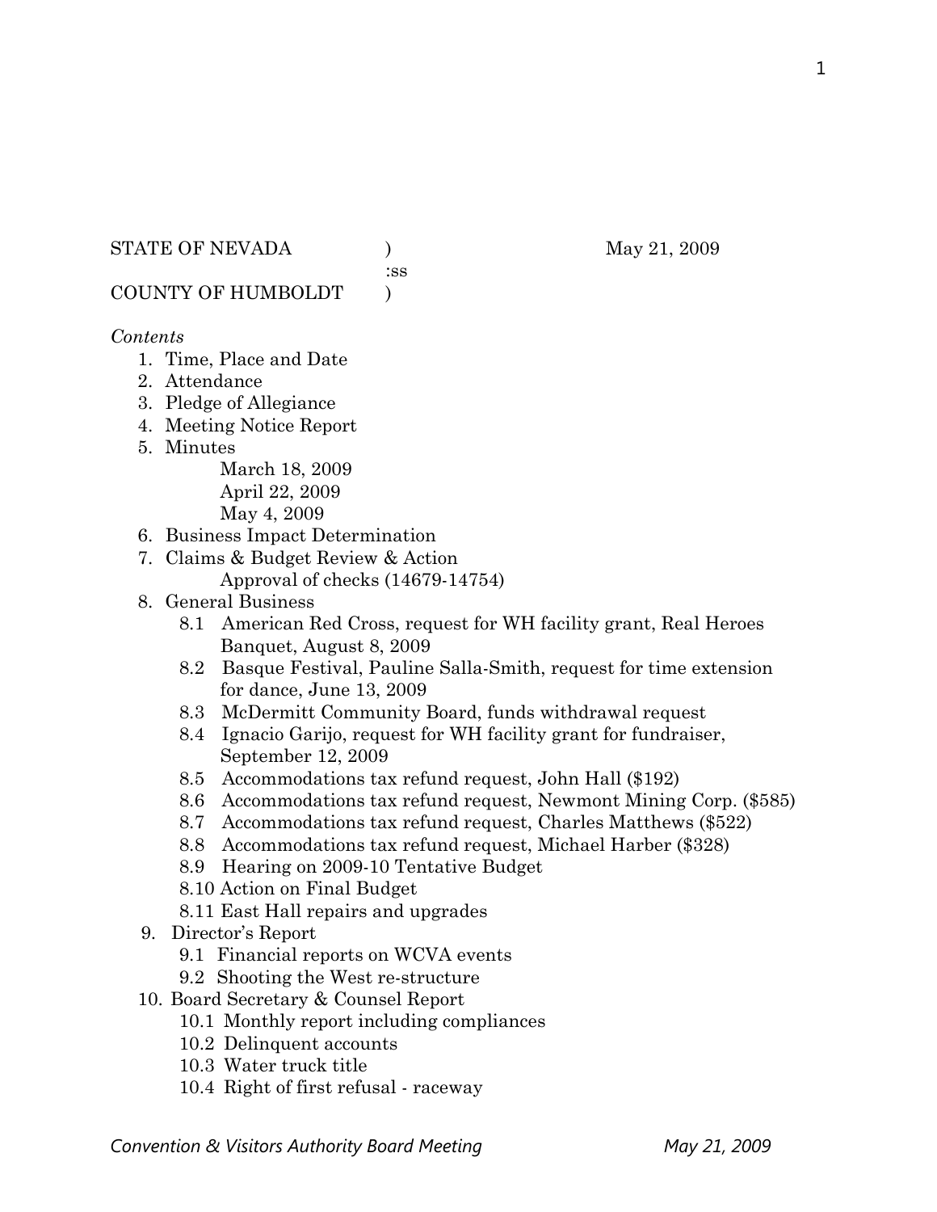STATE OF NEVADA ) May 21, 2009
:ss
COUNTY OF HUMBOLDT )

*Contents*

1. Time, Place and Date
2. Attendance
3. Pledge of Allegiance
4. Meeting Notice Report
5. Minutes
   - March 18, 2009
   - April 22, 2009
   - May 4, 2009
6. Business Impact Determination
7. Claims & Budget Review & Action
   - Approval of checks (14679-14754)
8. General Business
   - 8.1 American Red Cross, request for WH facility grant, Real Heroes Banquet, August 8, 2009
   - 8.2 Basque Festival, Pauline Salla-Smith, request for time extension for dance, June 13, 2009
   - 8.3 McDermitt Community Board, funds withdrawal request
   - 8.4 Ignacio Garijo, request for WH facility grant for fundraiser, September 12, 2009
   - 8.5 Accommodations tax refund request, John Hall ($192)
   - 8.6 Accommodations tax refund request, Newmont Mining Corp. ($585)
   - 8.7 Accommodations tax refund request, Charles Matthews ($522)
   - 8.8 Accommodations tax refund request, Michael Harber ($328)
   - 8.9 Hearing on 2009-10 Tentative Budget
   - 8.10 Action on Final Budget
   - 8.11 East Hall repairs and upgrades
9. Director's Report
   - 9.1 Financial reports on WCVA events
   - 9.2 Shooting the West re-structure
10. Board Secretary & Counsel Report
    - 10.1 Monthly report including compliances
    - 10.2 Delinquent accounts
    - 10.3 Water truck title
    - 10.4 Right of first refusal - raceway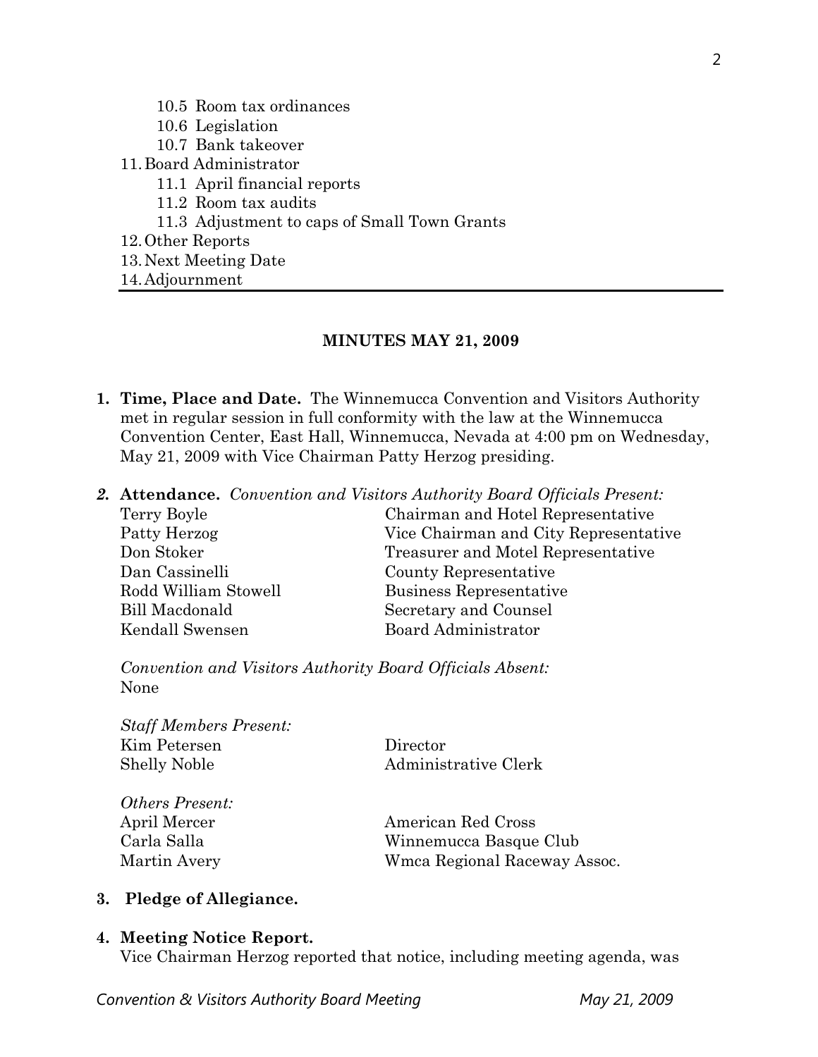- 10.5 Room tax ordinances
- 10.6 Legislation
- 10.7 Bank takeover

11. Board Administrator
    - 11.1 April financial reports
    - 11.2 Room tax audits
    - 11.3 Adjustment to caps of Small Town Grants
12. Other Reports
13. Next Meeting Date
14. Adjournment

---

## MINUTES MAY 21, 2009

1. **Time, Place and Date.** The Winnemucca Convention and Visitors Authority met in regular session in full conformity with the law at the Winnemucca Convention Center, East Hall, Winnemucca, Nevada at 4:00 pm on Wednesday, May 21, 2009 with Vice Chairman Patty Herzog presiding.

2. **Attendance.** *Convention and Visitors Authority Board Officials Present:*

| | |
|---|---|
| Terry Boyle | Chairman and Hotel Representative |
| Patty Herzog | Vice Chairman and City Representative |
| Don Stoker | Treasurer and Motel Representative |
| Dan Cassinelli | County Representative |
| Rodd William Stowell | Business Representative |
| Bill Macdonald | Secretary and Counsel |
| Kendall Swensen | Board Administrator |

*Convention and Visitors Authority Board Officials Absent:*
None

*Staff Members Present:*

| | |
|---|---|
| Kim Petersen | Director |
| Shelly Noble | Administrative Clerk |

*Others Present:*

| | |
|---|---|
| April Mercer | American Red Cross |
| Carla Salla | Winnemucca Basque Club |
| Martin Avery | Wmca Regional Raceway Assoc. |

3. **Pledge of Allegiance.**

4. **Meeting Notice Report.**
   Vice Chairman Herzog reported that notice, including meeting agenda, was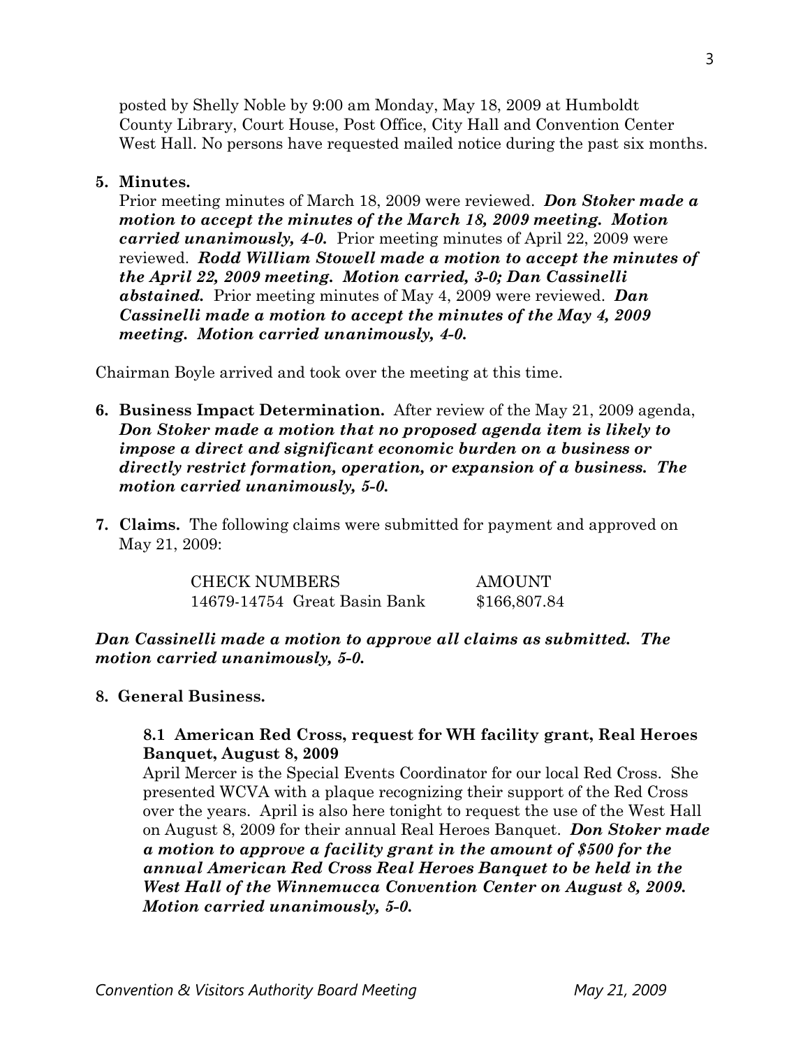posted by Shelly Noble by 9:00 am Monday, May 18, 2009 at Humboldt County Library, Court House, Post Office, City Hall and Convention Center West Hall. No persons have requested mailed notice during the past six months.

**5. Minutes.**

Prior meeting minutes of March 18, 2009 were reviewed. ***Don Stoker made a motion to accept the minutes of the March 18, 2009 meeting. Motion carried unanimously, 4-0.*** Prior meeting minutes of April 22, 2009 were reviewed. ***Rodd William Stowell made a motion to accept the minutes of the April 22, 2009 meeting. Motion carried, 3-0; Dan Cassinelli abstained.*** Prior meeting minutes of May 4, 2009 were reviewed. ***Dan Cassinelli made a motion to accept the minutes of the May 4, 2009 meeting. Motion carried unanimously, 4-0.***

Chairman Boyle arrived and took over the meeting at this time.

**6. Business Impact Determination.** After review of the May 21, 2009 agenda, ***Don Stoker made a motion that no proposed agenda item is likely to impose a direct and significant economic burden on a business or directly restrict formation, operation, or expansion of a business. The motion carried unanimously, 5-0.***

**7. Claims.** The following claims were submitted for payment and approved on May 21, 2009:

| CHECK NUMBERS | AMOUNT |
|---|---|
| 14679-14754 Great Basin Bank | $166,807.84 |

***Dan Cassinelli made a motion to approve all claims as submitted. The motion carried unanimously, 5-0.***

**8. General Business.**

**8.1 American Red Cross, request for WH facility grant, Real Heroes Banquet, August 8, 2009**

April Mercer is the Special Events Coordinator for our local Red Cross. She presented WCVA with a plaque recognizing their support of the Red Cross over the years. April is also here tonight to request the use of the West Hall on August 8, 2009 for their annual Real Heroes Banquet. ***Don Stoker made a motion to approve a facility grant in the amount of $500 for the annual American Red Cross Real Heroes Banquet to be held in the West Hall of the Winnemucca Convention Center on August 8, 2009. Motion carried unanimously, 5-0.***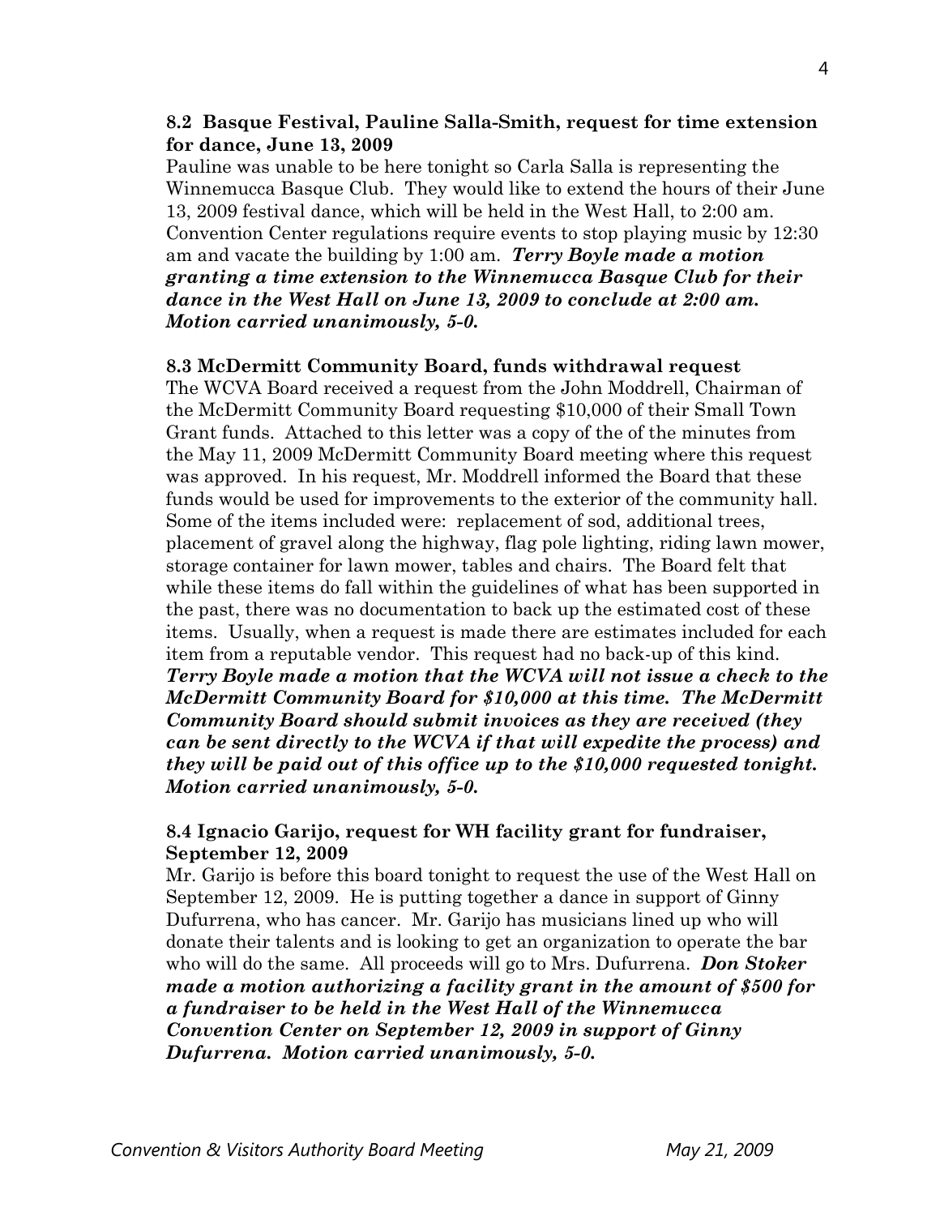**8.2 Basque Festival, Pauline Salla-Smith, request for time extension for dance, June 13, 2009**

Pauline was unable to be here tonight so Carla Salla is representing the Winnemucca Basque Club. They would like to extend the hours of their June 13, 2009 festival dance, which will be held in the West Hall, to 2:00 am. Convention Center regulations require events to stop playing music by 12:30 am and vacate the building by 1:00 am. ***Terry Boyle made a motion granting a time extension to the Winnemucca Basque Club for their dance in the West Hall on June 13, 2009 to conclude at 2:00 am. Motion carried unanimously, 5-0.***

**8.3 McDermitt Community Board, funds withdrawal request**

The WCVA Board received a request from the John Moddrell, Chairman of the McDermitt Community Board requesting $10,000 of their Small Town Grant funds. Attached to this letter was a copy of the of the minutes from the May 11, 2009 McDermitt Community Board meeting where this request was approved. In his request, Mr. Moddrell informed the Board that these funds would be used for improvements to the exterior of the community hall. Some of the items included were: replacement of sod, additional trees, placement of gravel along the highway, flag pole lighting, riding lawn mower, storage container for lawn mower, tables and chairs. The Board felt that while these items do fall within the guidelines of what has been supported in the past, there was no documentation to back up the estimated cost of these items. Usually, when a request is made there are estimates included for each item from a reputable vendor. This request had no back-up of this kind. ***Terry Boyle made a motion that the WCVA will not issue a check to the McDermitt Community Board for $10,000 at this time. The McDermitt Community Board should submit invoices as they are received (they can be sent directly to the WCVA if that will expedite the process) and they will be paid out of this office up to the $10,000 requested tonight. Motion carried unanimously, 5-0.***

**8.4 Ignacio Garijo, request for WH facility grant for fundraiser, September 12, 2009**

Mr. Garijo is before this board tonight to request the use of the West Hall on September 12, 2009. He is putting together a dance in support of Ginny Dufurrena, who has cancer. Mr. Garijo has musicians lined up who will donate their talents and is looking to get an organization to operate the bar who will do the same. All proceeds will go to Mrs. Dufurrena. ***Don Stoker made a motion authorizing a facility grant in the amount of $500 for a fundraiser to be held in the West Hall of the Winnemucca Convention Center on September 12, 2009 in support of Ginny Dufurrena. Motion carried unanimously, 5-0.***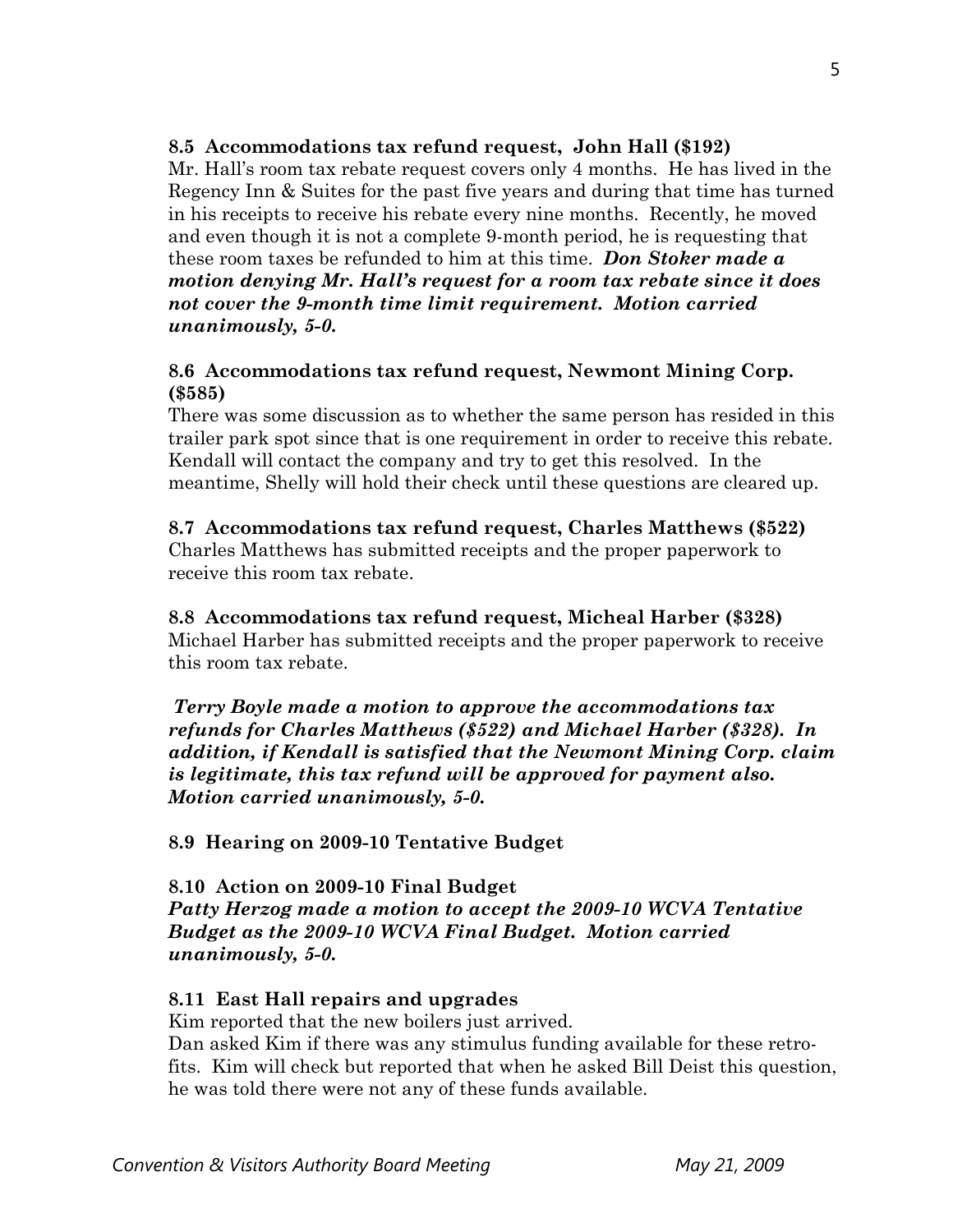**8.5 Accommodations tax refund request, John Hall ($192)**

Mr. Hall's room tax rebate request covers only 4 months. He has lived in the Regency Inn & Suites for the past five years and during that time has turned in his receipts to receive his rebate every nine months. Recently, he moved and even though it is not a complete 9-month period, he is requesting that these room taxes be refunded to him at this time. ***Don Stoker made a motion denying Mr. Hall's request for a room tax rebate since it does not cover the 9-month time limit requirement. Motion carried unanimously, 5-0.***

**8.6 Accommodations tax refund request, Newmont Mining Corp. ($585)**

There was some discussion as to whether the same person has resided in this trailer park spot since that is one requirement in order to receive this rebate. Kendall will contact the company and try to get this resolved. In the meantime, Shelly will hold their check until these questions are cleared up.

**8.7 Accommodations tax refund request, Charles Matthews ($522)**

Charles Matthews has submitted receipts and the proper paperwork to receive this room tax rebate.

**8.8 Accommodations tax refund request, Micheal Harber ($328)**

Michael Harber has submitted receipts and the proper paperwork to receive this room tax rebate.

***Terry Boyle made a motion to approve the accommodations tax refunds for Charles Matthews ($522) and Michael Harber ($328). In addition, if Kendall is satisfied that the Newmont Mining Corp. claim is legitimate, this tax refund will be approved for payment also. Motion carried unanimously, 5-0.***

**8.9 Hearing on 2009-10 Tentative Budget**

**8.10 Action on 2009-10 Final Budget**

***Patty Herzog made a motion to accept the 2009-10 WCVA Tentative Budget as the 2009-10 WCVA Final Budget. Motion carried unanimously, 5-0.***

**8.11 East Hall repairs and upgrades**

Kim reported that the new boilers just arrived.

Dan asked Kim if there was any stimulus funding available for these retro-fits. Kim will check but reported that when he asked Bill Deist this question, he was told there were not any of these funds available.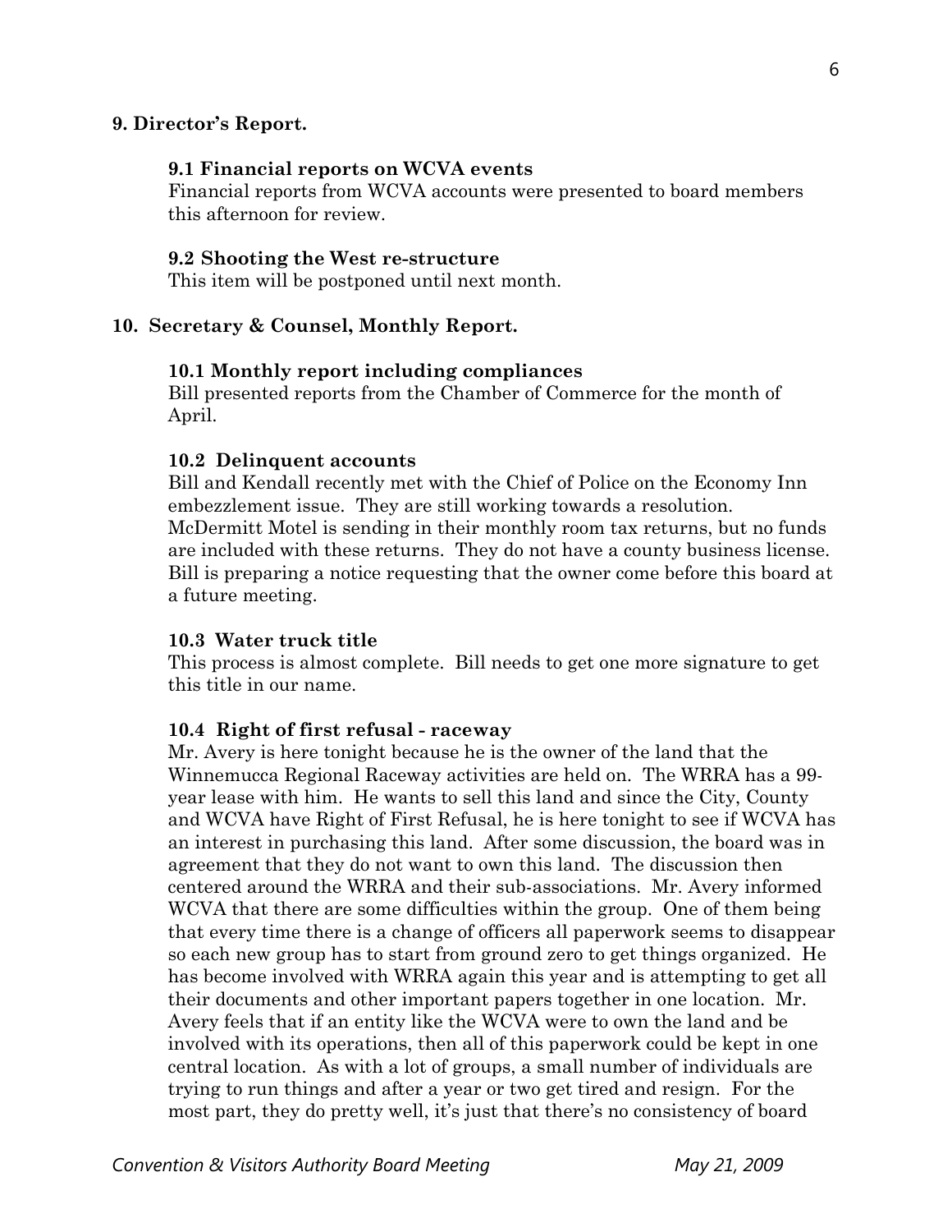**9. Director's Report.**

**9.1 Financial reports on WCVA events**

Financial reports from WCVA accounts were presented to board members this afternoon for review.

**9.2 Shooting the West re-structure**

This item will be postponed until next month.

**10. Secretary & Counsel, Monthly Report.**

**10.1 Monthly report including compliances**

Bill presented reports from the Chamber of Commerce for the month of April.

**10.2 Delinquent accounts**

Bill and Kendall recently met with the Chief of Police on the Economy Inn embezzlement issue. They are still working towards a resolution. McDermitt Motel is sending in their monthly room tax returns, but no funds are included with these returns. They do not have a county business license. Bill is preparing a notice requesting that the owner come before this board at a future meeting.

**10.3 Water truck title**

This process is almost complete. Bill needs to get one more signature to get this title in our name.

**10.4 Right of first refusal - raceway**

Mr. Avery is here tonight because he is the owner of the land that the Winnemucca Regional Raceway activities are held on. The WRRA has a 99-year lease with him. He wants to sell this land and since the City, County and WCVA have Right of First Refusal, he is here tonight to see if WCVA has an interest in purchasing this land. After some discussion, the board was in agreement that they do not want to own this land. The discussion then centered around the WRRA and their sub-associations. Mr. Avery informed WCVA that there are some difficulties within the group. One of them being that every time there is a change of officers all paperwork seems to disappear so each new group has to start from ground zero to get things organized. He has become involved with WRRA again this year and is attempting to get all their documents and other important papers together in one location. Mr. Avery feels that if an entity like the WCVA were to own the land and be involved with its operations, then all of this paperwork could be kept in one central location. As with a lot of groups, a small number of individuals are trying to run things and after a year or two get tired and resign. For the most part, they do pretty well, it's just that there's no consistency of board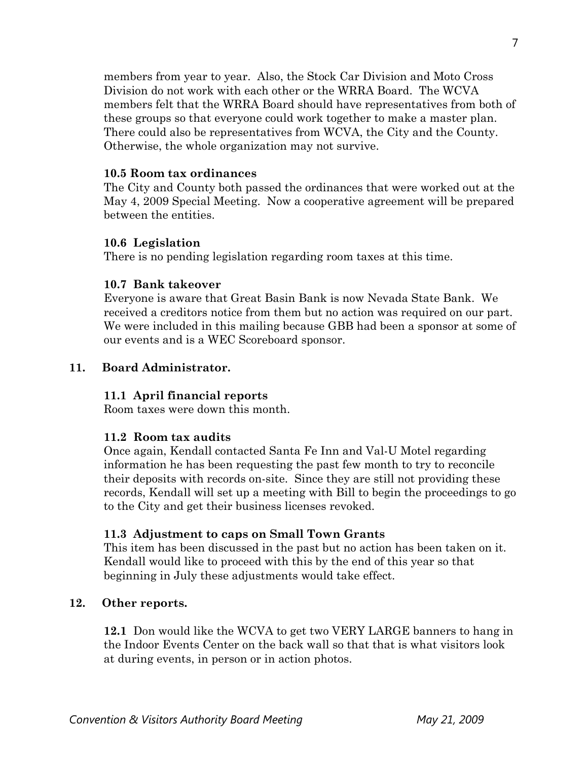members from year to year. Also, the Stock Car Division and Moto Cross Division do not work with each other or the WRRA Board. The WCVA members felt that the WRRA Board should have representatives from both of these groups so that everyone could work together to make a master plan. There could also be representatives from WCVA, the City and the County. Otherwise, the whole organization may not survive.

**10.5 Room tax ordinances**

The City and County both passed the ordinances that were worked out at the May 4, 2009 Special Meeting. Now a cooperative agreement will be prepared between the entities.

**10.6 Legislation**

There is no pending legislation regarding room taxes at this time.

**10.7 Bank takeover**

Everyone is aware that Great Basin Bank is now Nevada State Bank. We received a creditors notice from them but no action was required on our part. We were included in this mailing because GBB had been a sponsor at some of our events and is a WEC Scoreboard sponsor.

**11. Board Administrator.**

**11.1 April financial reports**

Room taxes were down this month.

**11.2 Room tax audits**

Once again, Kendall contacted Santa Fe Inn and Val-U Motel regarding information he has been requesting the past few month to try to reconcile their deposits with records on-site. Since they are still not providing these records, Kendall will set up a meeting with Bill to begin the proceedings to go to the City and get their business licenses revoked.

**11.3 Adjustment to caps on Small Town Grants**

This item has been discussed in the past but no action has been taken on it. Kendall would like to proceed with this by the end of this year so that beginning in July these adjustments would take effect.

**12. Other reports.**

**12.1** Don would like the WCVA to get two VERY LARGE banners to hang in the Indoor Events Center on the back wall so that that is what visitors look at during events, in person or in action photos.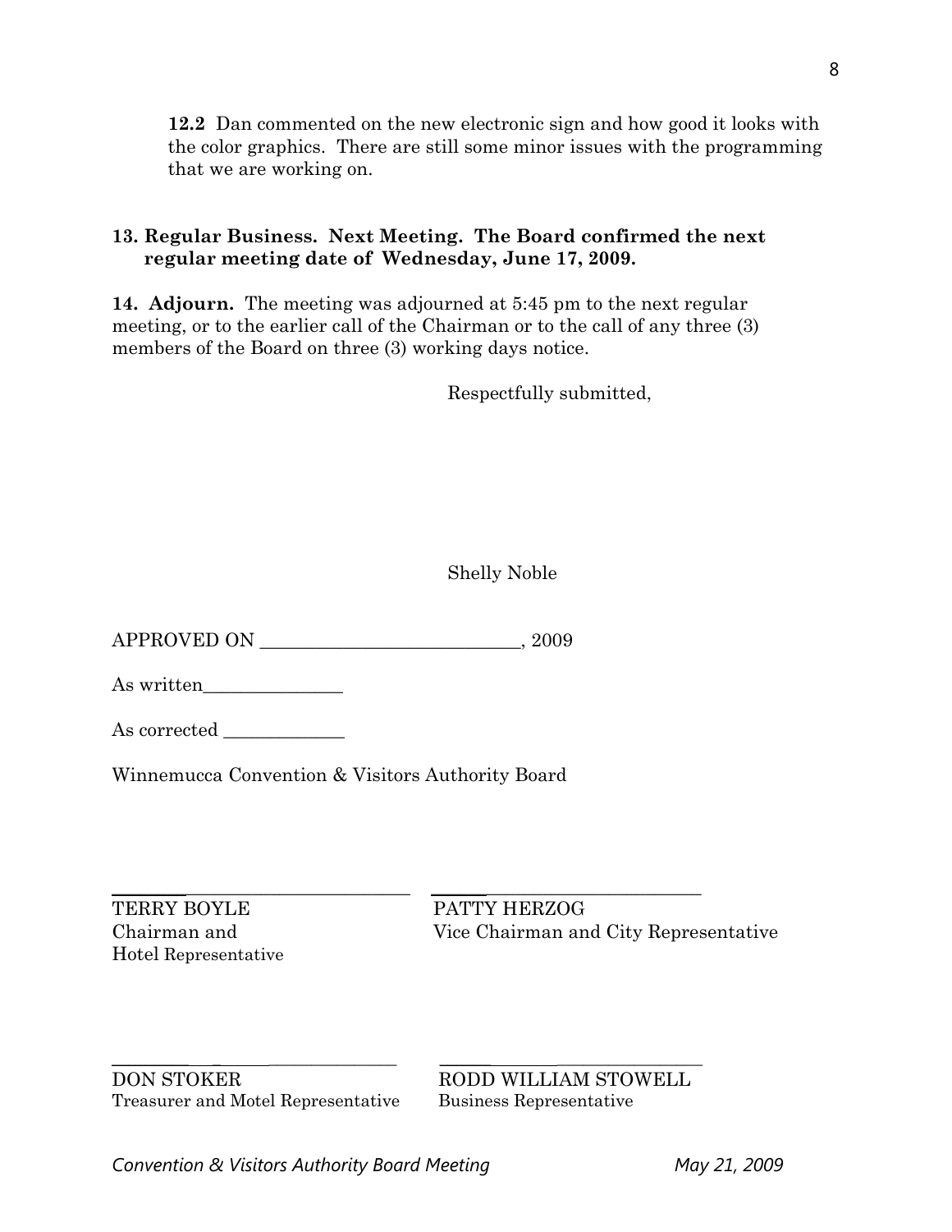**12.2** Dan commented on the new electronic sign and how good it looks with the color graphics. There are still some minor issues with the programming that we are working on.

**13. Regular Business. Next Meeting. The Board confirmed the next regular meeting date of Wednesday, June 17, 2009.**

**14. Adjourn.** The meeting was adjourned at 5:45 pm to the next regular meeting, or to the earlier call of the Chairman or to the call of any three (3) members of the Board on three (3) working days notice.

Respectfully submitted,

Shelly Noble

APPROVED ON ___________________________, 2009

As written_______________

As corrected _____________

Winnemucca Convention & Visitors Authority Board

_______________________________ _______________________________

TERRY BOYLE
Chairman and
Hotel Representative

PATTY HERZOG
Vice Chairman and City Representative

_______________________________ _______________________________

DON STOKER
Treasurer and Motel Representative

RODD WILLIAM STOWELL
Business Representative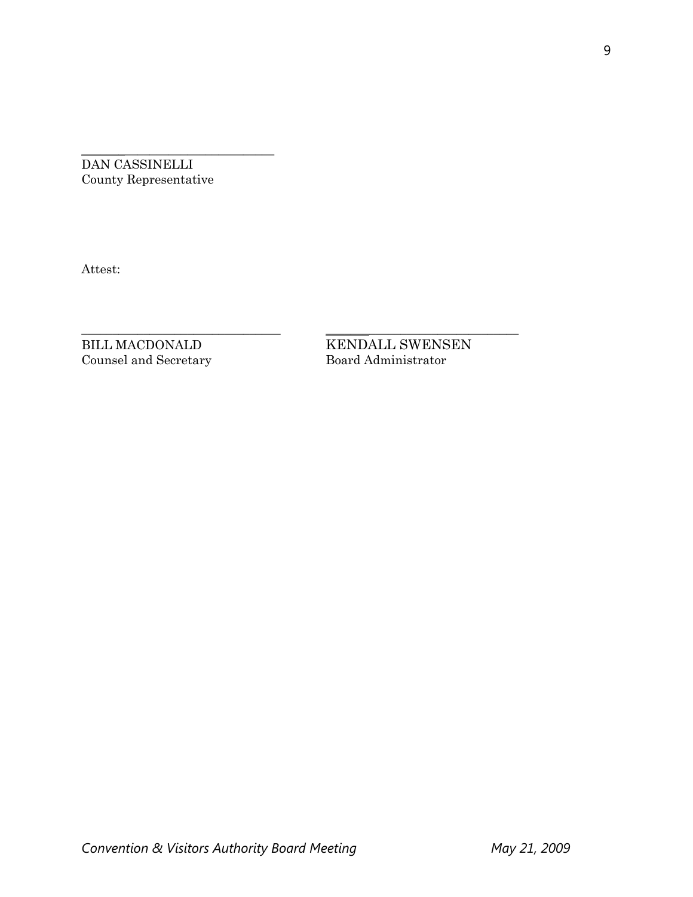\_\_\_\_\_\_\_\_\_\_\_\_\_\_\_\_\_\_\_\_\_\_\_\_\_\_\_\_\_\_

DAN CASSINELLI
County Representative

Attest:

\_\_\_\_\_\_\_\_\_\_\_\_\_\_\_\_\_\_\_\_\_\_\_\_\_\_\_\_\_\_

BILL MACDONALD
Counsel and Secretary

\_\_\_\_\_\_\_\_\_\_\_\_\_\_\_\_\_\_\_\_\_\_\_\_\_\_\_\_\_\_

KENDALL SWENSEN
Board Administrator